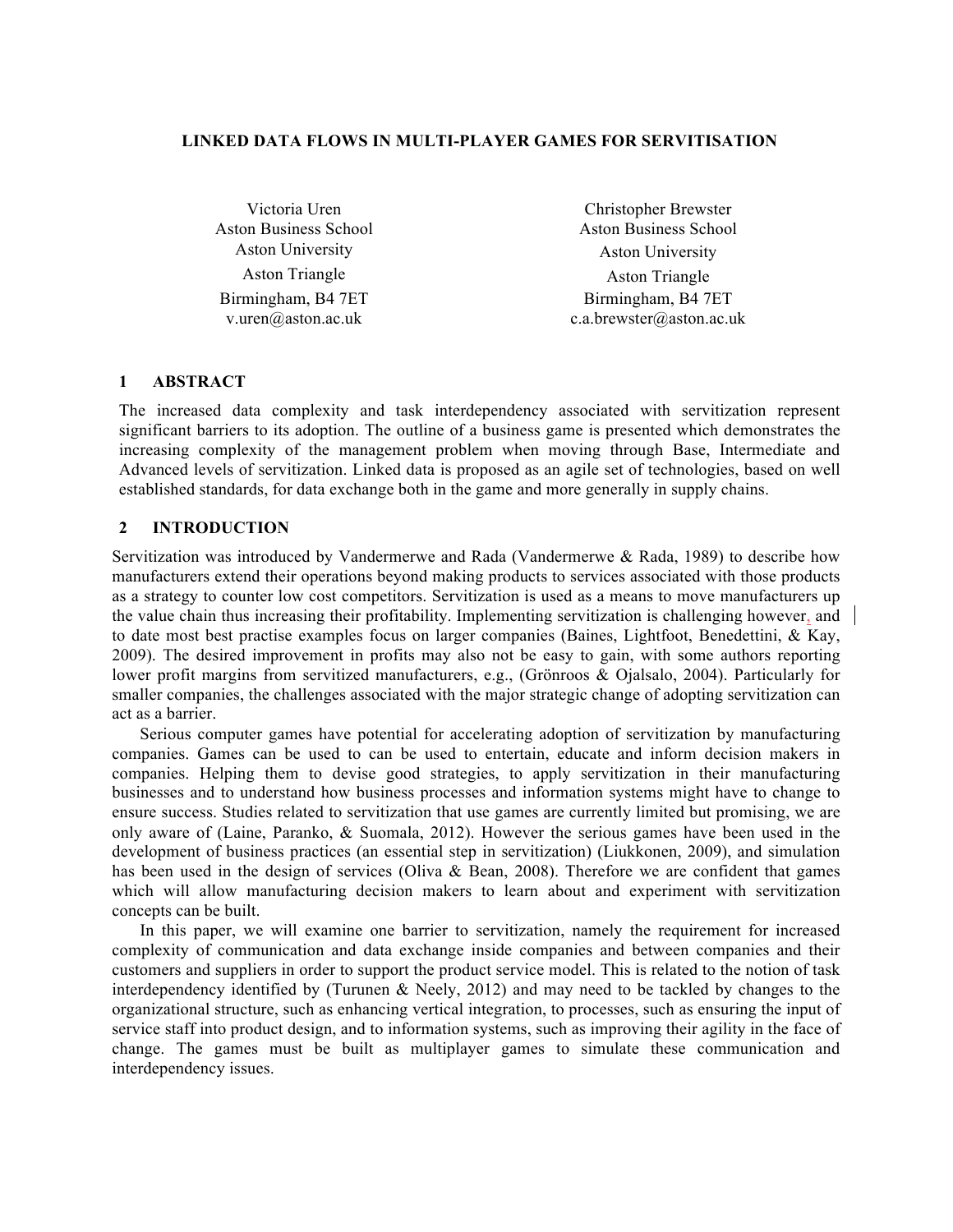# LINKED DATA FLOWS IN MULTI-PLAYER GAMES FOR SERVITISATION

Victoria Uren
Aston Business School
Aston University
Aston Triangle
Birmingham, B4 7ET
v.uren@aston.ac.uk

Christopher Brewster
Aston Business School
Aston University
Aston Triangle
Birmingham, B4 7ET
c.a.brewster@aston.ac.uk

## 1 ABSTRACT

The increased data complexity and task interdependency associated with servitization represent significant barriers to its adoption. The outline of a business game is presented which demonstrates the increasing complexity of the management problem when moving through Base, Intermediate and Advanced levels of servitization. Linked data is proposed as an agile set of technologies, based on well established standards, for data exchange both in the game and more generally in supply chains.

## 2 INTRODUCTION

Servitization was introduced by Vandermerwe and Rada (Vandermerwe & Rada, 1989) to describe how manufacturers extend their operations beyond making products to services associated with those products as a strategy to counter low cost competitors. Servitization is used as a means to move manufacturers up the value chain thus increasing their profitability. Implementing servitization is challenging however, and to date most best practise examples focus on larger companies (Baines, Lightfoot, Benedettini, & Kay, 2009). The desired improvement in profits may also not be easy to gain, with some authors reporting lower profit margins from servitized manufacturers, e.g., (Grönroos & Ojalsalo, 2004). Particularly for smaller companies, the challenges associated with the major strategic change of adopting servitization can act as a barrier.

Serious computer games have potential for accelerating adoption of servitization by manufacturing companies. Games can be used to can be used to entertain, educate and inform decision makers in companies. Helping them to devise good strategies, to apply servitization in their manufacturing businesses and to understand how business processes and information systems might have to change to ensure success. Studies related to servitization that use games are currently limited but promising, we are only aware of (Laine, Paranko, & Suomala, 2012). However the serious games have been used in the development of business practices (an essential step in servitization) (Liukkonen, 2009), and simulation has been used in the design of services (Oliva & Bean, 2008). Therefore we are confident that games which will allow manufacturing decision makers to learn about and experiment with servitization concepts can be built.

In this paper, we will examine one barrier to servitization, namely the requirement for increased complexity of communication and data exchange inside companies and between companies and their customers and suppliers in order to support the product service model. This is related to the notion of task interdependency identified by (Turunen & Neely, 2012) and may need to be tackled by changes to the organizational structure, such as enhancing vertical integration, to processes, such as ensuring the input of service staff into product design, and to information systems, such as improving their agility in the face of change. The games must be built as multiplayer games to simulate these communication and interdependency issues.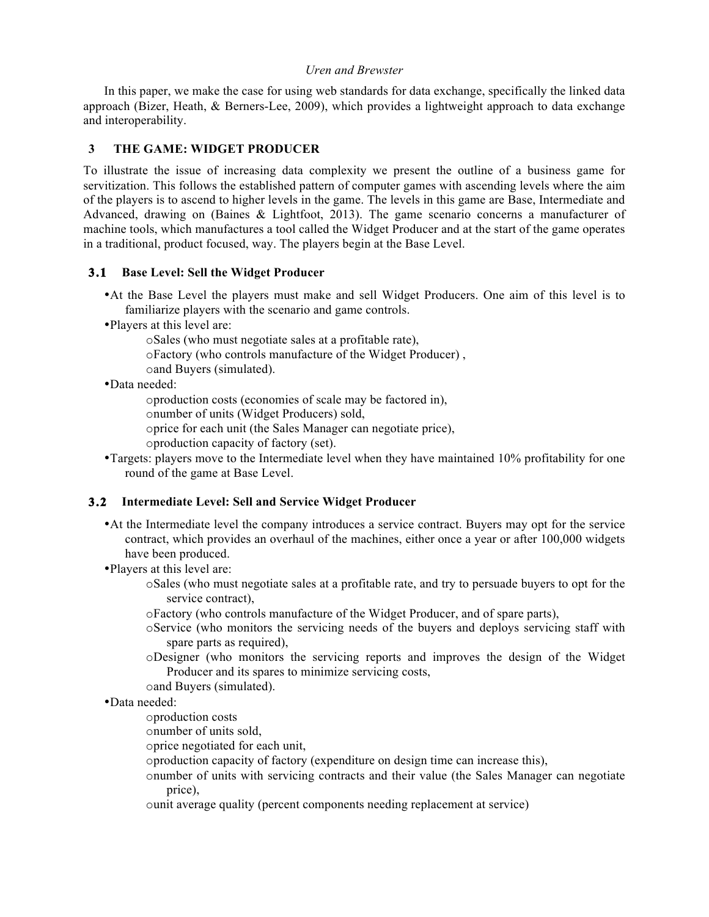In this paper, we make the case for using web standards for data exchange, specifically the linked data approach (Bizer, Heath, & Berners-Lee, 2009), which provides a lightweight approach to data exchange and interoperability.

## 3 THE GAME: WIDGET PRODUCER

To illustrate the issue of increasing data complexity we present the outline of a business game for servitization. This follows the established pattern of computer games with ascending levels where the aim of the players is to ascend to higher levels in the game. The levels in this game are Base, Intermediate and Advanced, drawing on (Baines & Lightfoot, 2013). The game scenario concerns a manufacturer of machine tools, which manufactures a tool called the Widget Producer and at the start of the game operates in a traditional, product focused, way. The players begin at the Base Level.

### 3.1 Base Level: Sell the Widget Producer

- At the Base Level the players must make and sell Widget Producers. One aim of this level is to familiarize players with the scenario and game controls.
- Players at this level are:
  - Sales (who must negotiate sales at a profitable rate),
  - Factory (who controls manufacture of the Widget Producer) ,
  - and Buyers (simulated).
- Data needed:
  - production costs (economies of scale may be factored in),
  - number of units (Widget Producers) sold,
  - price for each unit (the Sales Manager can negotiate price),
  - production capacity of factory (set).
- Targets: players move to the Intermediate level when they have maintained 10% profitability for one round of the game at Base Level.

### 3.2 Intermediate Level: Sell and Service Widget Producer

- At the Intermediate level the company introduces a service contract. Buyers may opt for the service contract, which provides an overhaul of the machines, either once a year or after 100,000 widgets have been produced.
- Players at this level are:
  - Sales (who must negotiate sales at a profitable rate, and try to persuade buyers to opt for the service contract),
  - Factory (who controls manufacture of the Widget Producer, and of spare parts),
  - Service (who monitors the servicing needs of the buyers and deploys servicing staff with spare parts as required),
  - Designer (who monitors the servicing reports and improves the design of the Widget Producer and its spares to minimize servicing costs,
  - and Buyers (simulated).
- Data needed:
  - production costs
  - number of units sold,
  - price negotiated for each unit,
  - production capacity of factory (expenditure on design time can increase this),
  - number of units with servicing contracts and their value (the Sales Manager can negotiate price),
  - unit average quality (percent components needing replacement at service)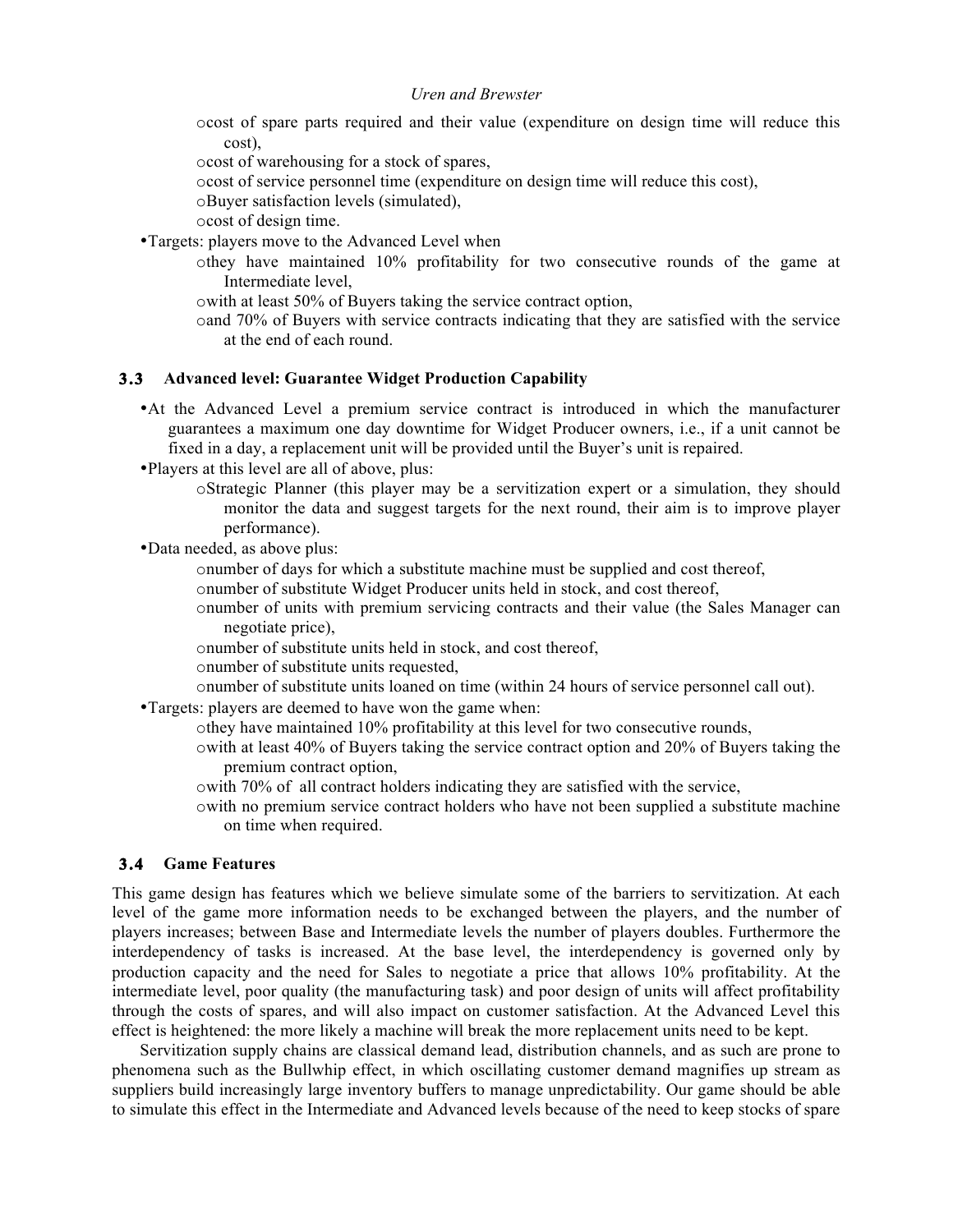- cost of spare parts required and their value (expenditure on design time will reduce this cost),
  - cost of warehousing for a stock of spares,
  - cost of service personnel time (expenditure on design time will reduce this cost),
  - Buyer satisfaction levels (simulated),
  - cost of design time.
- Targets: players move to the Advanced Level when
  - they have maintained 10% profitability for two consecutive rounds of the game at Intermediate level,
  - with at least 50% of Buyers taking the service contract option,
  - and 70% of Buyers with service contracts indicating that they are satisfied with the service at the end of each round.

### 3.3 Advanced level: Guarantee Widget Production Capability

- At the Advanced Level a premium service contract is introduced in which the manufacturer guarantees a maximum one day downtime for Widget Producer owners, i.e., if a unit cannot be fixed in a day, a replacement unit will be provided until the Buyer's unit is repaired.
- Players at this level are all of above, plus:
  - Strategic Planner (this player may be a servitization expert or a simulation, they should monitor the data and suggest targets for the next round, their aim is to improve player performance).
- Data needed, as above plus:
  - number of days for which a substitute machine must be supplied and cost thereof,
  - number of substitute Widget Producer units held in stock, and cost thereof,
  - number of units with premium servicing contracts and their value (the Sales Manager can negotiate price),
  - number of substitute units held in stock, and cost thereof,
  - number of substitute units requested,
  - number of substitute units loaned on time (within 24 hours of service personnel call out).
- Targets: players are deemed to have won the game when:
  - they have maintained 10% profitability at this level for two consecutive rounds,
  - with at least 40% of Buyers taking the service contract option and 20% of Buyers taking the premium contract option,
  - with 70% of all contract holders indicating they are satisfied with the service,
  - with no premium service contract holders who have not been supplied a substitute machine on time when required.

### 3.4 Game Features

This game design has features which we believe simulate some of the barriers to servitization. At each level of the game more information needs to be exchanged between the players, and the number of players increases; between Base and Intermediate levels the number of players doubles. Furthermore the interdependency of tasks is increased. At the base level, the interdependency is governed only by production capacity and the need for Sales to negotiate a price that allows 10% profitability. At the intermediate level, poor quality (the manufacturing task) and poor design of units will affect profitability through the costs of spares, and will also impact on customer satisfaction. At the Advanced Level this effect is heightened: the more likely a machine will break the more replacement units need to be kept.

Servitization supply chains are classical demand lead, distribution channels, and as such are prone to phenomena such as the Bullwhip effect, in which oscillating customer demand magnifies up stream as suppliers build increasingly large inventory buffers to manage unpredictability. Our game should be able to simulate this effect in the Intermediate and Advanced levels because of the need to keep stocks of spare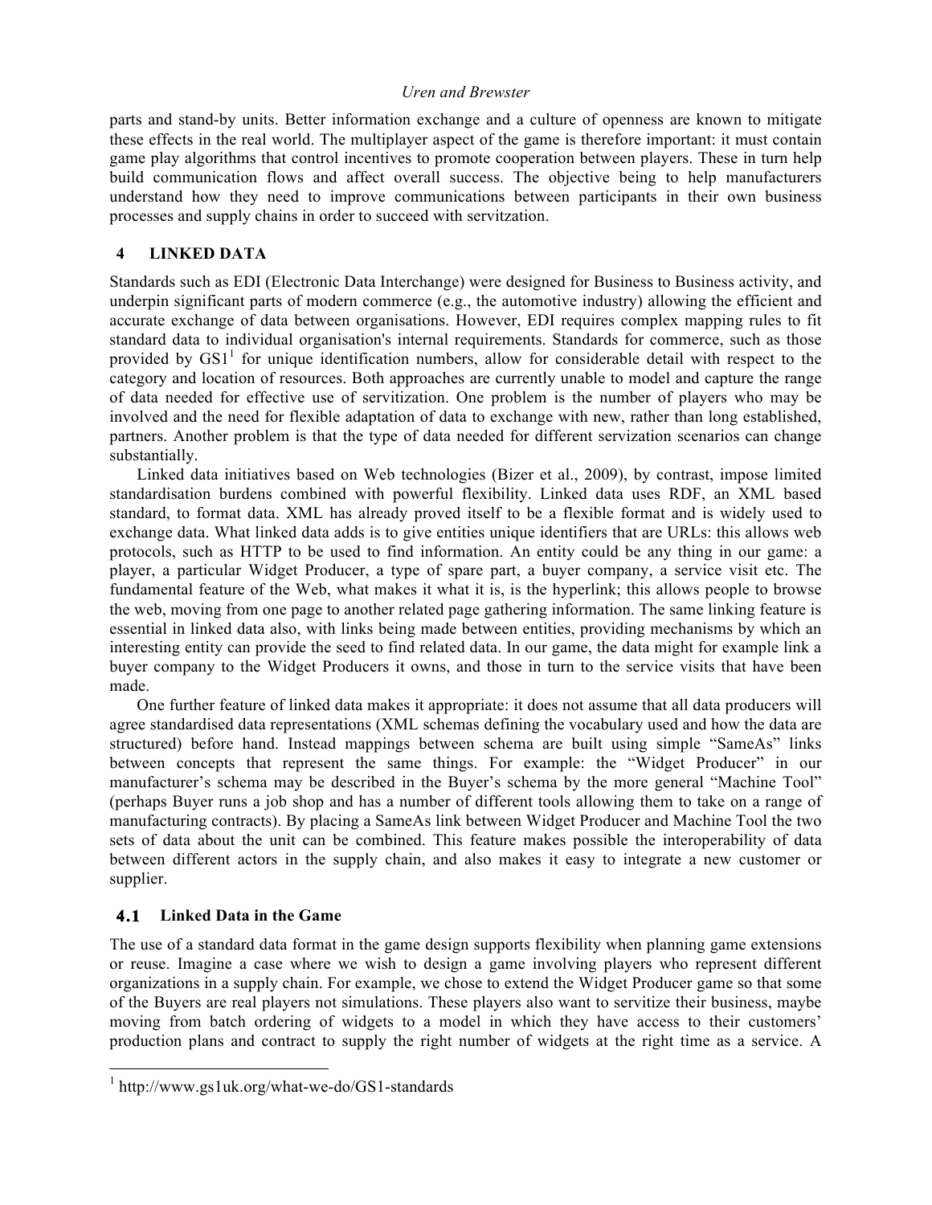parts and stand-by units. Better information exchange and a culture of openness are known to mitigate these effects in the real world. The multiplayer aspect of the game is therefore important: it must contain game play algorithms that control incentives to promote cooperation between players. These in turn help build communication flows and affect overall success. The objective being to help manufacturers understand how they need to improve communications between participants in their own business processes and supply chains in order to succeed with servitzation.

## 4 LINKED DATA

Standards such as EDI (Electronic Data Interchange) were designed for Business to Business activity, and underpin significant parts of modern commerce (e.g., the automotive industry) allowing the efficient and accurate exchange of data between organisations. However, EDI requires complex mapping rules to fit standard data to individual organisation's internal requirements. Standards for commerce, such as those provided by GS1[1] for unique identification numbers, allow for considerable detail with respect to the category and location of resources. Both approaches are currently unable to model and capture the range of data needed for effective use of servitization. One problem is the number of players who may be involved and the need for flexible adaptation of data to exchange with new, rather than long established, partners. Another problem is that the type of data needed for different servization scenarios can change substantially.

Linked data initiatives based on Web technologies (Bizer et al., 2009), by contrast, impose limited standardisation burdens combined with powerful flexibility. Linked data uses RDF, an XML based standard, to format data. XML has already proved itself to be a flexible format and is widely used to exchange data. What linked data adds is to give entities unique identifiers that are URLs: this allows web protocols, such as HTTP to be used to find information. An entity could be any thing in our game: a player, a particular Widget Producer, a type of spare part, a buyer company, a service visit etc. The fundamental feature of the Web, what makes it what it is, is the hyperlink; this allows people to browse the web, moving from one page to another related page gathering information. The same linking feature is essential in linked data also, with links being made between entities, providing mechanisms by which an interesting entity can provide the seed to find related data. In our game, the data might for example link a buyer company to the Widget Producers it owns, and those in turn to the service visits that have been made.

One further feature of linked data makes it appropriate: it does not assume that all data producers will agree standardised data representations (XML schemas defining the vocabulary used and how the data are structured) before hand. Instead mappings between schema are built using simple "SameAs" links between concepts that represent the same things. For example: the "Widget Producer" in our manufacturer's schema may be described in the Buyer's schema by the more general "Machine Tool" (perhaps Buyer runs a job shop and has a number of different tools allowing them to take on a range of manufacturing contracts). By placing a SameAs link between Widget Producer and Machine Tool the two sets of data about the unit can be combined. This feature makes possible the interoperability of data between different actors in the supply chain, and also makes it easy to integrate a new customer or supplier.

### 4.1 Linked Data in the Game

The use of a standard data format in the game design supports flexibility when planning game extensions or reuse. Imagine a case where we wish to design a game involving players who represent different organizations in a supply chain. For example, we chose to extend the Widget Producer game so that some of the Buyers are real players not simulations. These players also want to servitize their business, maybe moving from batch ordering of widgets to a model in which they have access to their customers' production plans and contract to supply the right number of widgets at the right time as a service. A

[1] http://www.gs1uk.org/what-we-do/GS1-standards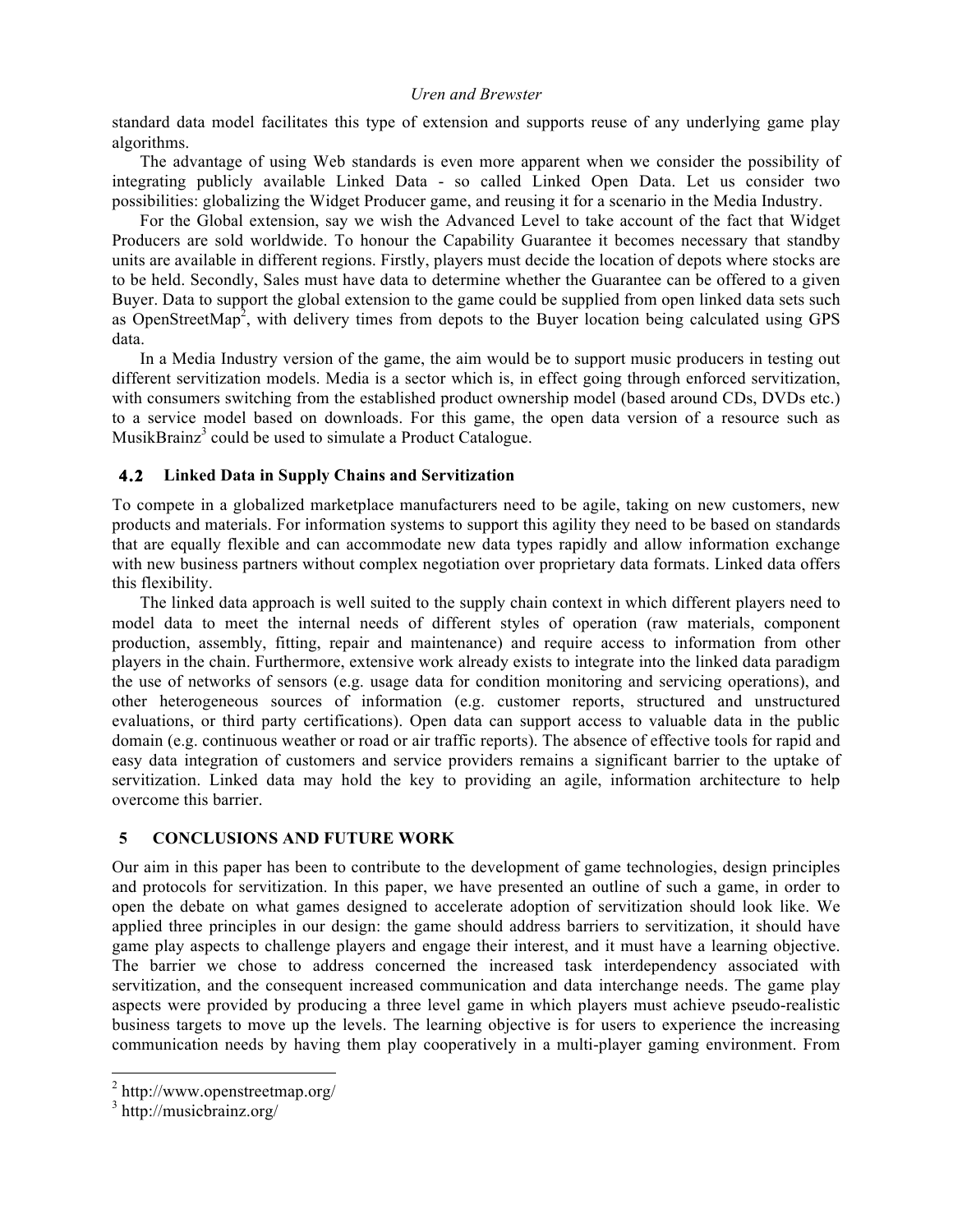standard data model facilitates this type of extension and supports reuse of any underlying game play algorithms.

The advantage of using Web standards is even more apparent when we consider the possibility of integrating publicly available Linked Data - so called Linked Open Data. Let us consider two possibilities: globalizing the Widget Producer game, and reusing it for a scenario in the Media Industry.

For the Global extension, say we wish the Advanced Level to take account of the fact that Widget Producers are sold worldwide. To honour the Capability Guarantee it becomes necessary that standby units are available in different regions. Firstly, players must decide the location of depots where stocks are to be held. Secondly, Sales must have data to determine whether the Guarantee can be offered to a given Buyer. Data to support the global extension to the game could be supplied from open linked data sets such as OpenStreetMap[2], with delivery times from depots to the Buyer location being calculated using GPS data.

In a Media Industry version of the game, the aim would be to support music producers in testing out different servitization models. Media is a sector which is, in effect going through enforced servitization, with consumers switching from the established product ownership model (based around CDs, DVDs etc.) to a service model based on downloads. For this game, the open data version of a resource such as MusikBrainz[3] could be used to simulate a Product Catalogue.

### 4.2 Linked Data in Supply Chains and Servitization

To compete in a globalized marketplace manufacturers need to be agile, taking on new customers, new products and materials. For information systems to support this agility they need to be based on standards that are equally flexible and can accommodate new data types rapidly and allow information exchange with new business partners without complex negotiation over proprietary data formats. Linked data offers this flexibility.

The linked data approach is well suited to the supply chain context in which different players need to model data to meet the internal needs of different styles of operation (raw materials, component production, assembly, fitting, repair and maintenance) and require access to information from other players in the chain. Furthermore, extensive work already exists to integrate into the linked data paradigm the use of networks of sensors (e.g. usage data for condition monitoring and servicing operations), and other heterogeneous sources of information (e.g. customer reports, structured and unstructured evaluations, or third party certifications). Open data can support access to valuable data in the public domain (e.g. continuous weather or road or air traffic reports). The absence of effective tools for rapid and easy data integration of customers and service providers remains a significant barrier to the uptake of servitization. Linked data may hold the key to providing an agile, information architecture to help overcome this barrier.

## 5 CONCLUSIONS AND FUTURE WORK

Our aim in this paper has been to contribute to the development of game technologies, design principles and protocols for servitization. In this paper, we have presented an outline of such a game, in order to open the debate on what games designed to accelerate adoption of servitization should look like. We applied three principles in our design: the game should address barriers to servitization, it should have game play aspects to challenge players and engage their interest, and it must have a learning objective. The barrier we chose to address concerned the increased task interdependency associated with servitization, and the consequent increased communication and data interchange needs. The game play aspects were provided by producing a three level game in which players must achieve pseudo-realistic business targets to move up the levels. The learning objective is for users to experience the increasing communication needs by having them play cooperatively in a multi-player gaming environment. From

---

[2] http://www.openstreetmap.org/

[3] http://musicbrainz.org/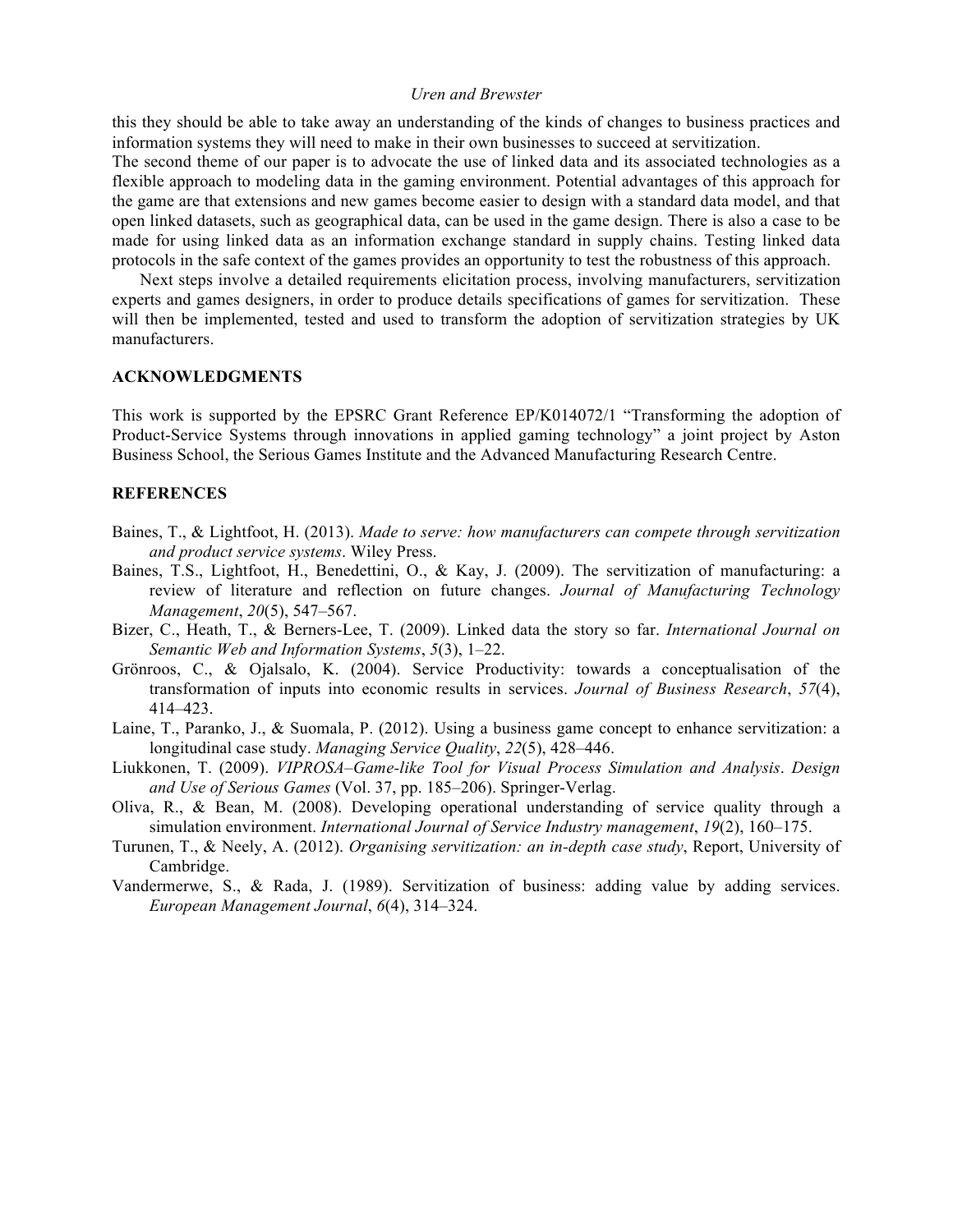this they should be able to take away an understanding of the kinds of changes to business practices and information systems they will need to make in their own businesses to succeed at servitization.

The second theme of our paper is to advocate the use of linked data and its associated technologies as a flexible approach to modeling data in the gaming environment. Potential advantages of this approach for the game are that extensions and new games become easier to design with a standard data model, and that open linked datasets, such as geographical data, can be used in the game design. There is also a case to be made for using linked data as an information exchange standard in supply chains. Testing linked data protocols in the safe context of the games provides an opportunity to test the robustness of this approach.

Next steps involve a detailed requirements elicitation process, involving manufacturers, servitization experts and games designers, in order to produce details specifications of games for servitization. These will then be implemented, tested and used to transform the adoption of servitization strategies by UK manufacturers.

## ACKNOWLEDGMENTS

This work is supported by the EPSRC Grant Reference EP/K014072/1 "Transforming the adoption of Product-Service Systems through innovations in applied gaming technology" a joint project by Aston Business School, the Serious Games Institute and the Advanced Manufacturing Research Centre.

## REFERENCES

Baines, T., & Lightfoot, H. (2013). *Made to serve: how manufacturers can compete through servitization and product service systems*. Wiley Press.

Baines, T.S., Lightfoot, H., Benedettini, O., & Kay, J. (2009). The servitization of manufacturing: a review of literature and reflection on future changes. *Journal of Manufacturing Technology Management*, *20*(5), 547–567.

Bizer, C., Heath, T., & Berners-Lee, T. (2009). Linked data the story so far. *International Journal on Semantic Web and Information Systems*, *5*(3), 1–22.

Grönroos, C., & Ojalsalo, K. (2004). Service Productivity: towards a conceptualisation of the transformation of inputs into economic results in services. *Journal of Business Research*, *57*(4), 414–423.

Laine, T., Paranko, J., & Suomala, P. (2012). Using a business game concept to enhance servitization: a longitudinal case study. *Managing Service Quality*, *22*(5), 428–446.

Liukkonen, T. (2009). *VIPROSA–Game-like Tool for Visual Process Simulation and Analysis*. *Design and Use of Serious Games* (Vol. 37, pp. 185–206). Springer-Verlag.

Oliva, R., & Bean, M. (2008). Developing operational understanding of service quality through a simulation environment. *International Journal of Service Industry management*, *19*(2), 160–175.

Turunen, T., & Neely, A. (2012). *Organising servitization: an in-depth case study*, Report, University of Cambridge.

Vandermerwe, S., & Rada, J. (1989). Servitization of business: adding value by adding services. *European Management Journal*, *6*(4), 314–324.